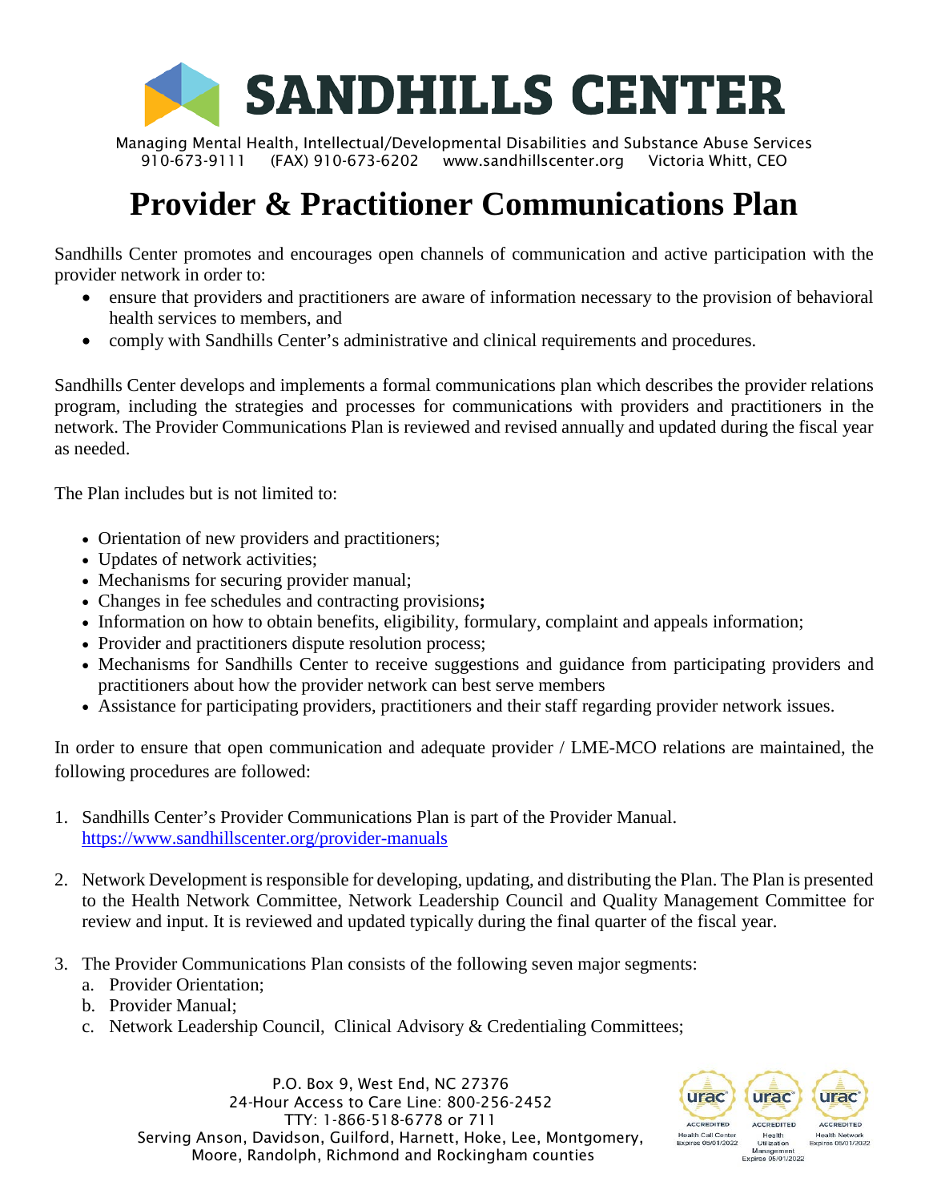# SANDHILLS CENTER

Managing Mental Health, Intellectual/Developmental Disabilities and Substance Abuse Services
910-673-9111 (FAX) 910-673-6202 www.sandhillscenter.org Victoria Whitt, CEO

# Provider & Practitioner Communications Plan

Sandhills Center promotes and encourages open channels of communication and active participation with the provider network in order to:

- ensure that providers and practitioners are aware of information necessary to the provision of behavioral health services to members, and
- comply with Sandhills Center's administrative and clinical requirements and procedures.

Sandhills Center develops and implements a formal communications plan which describes the provider relations program, including the strategies and processes for communications with providers and practitioners in the network. The Provider Communications Plan is reviewed and revised annually and updated during the fiscal year as needed.

The Plan includes but is not limited to:

- Orientation of new providers and practitioners;
- Updates of network activities;
- Mechanisms for securing provider manual;
- Changes in fee schedules and contracting provisions**;**
- Information on how to obtain benefits, eligibility, formulary, complaint and appeals information;
- Provider and practitioners dispute resolution process;
- Mechanisms for Sandhills Center to receive suggestions and guidance from participating providers and practitioners about how the provider network can best serve members
- Assistance for participating providers, practitioners and their staff regarding provider network issues.

In order to ensure that open communication and adequate provider / LME-MCO relations are maintained, the following procedures are followed:

1. Sandhills Center's Provider Communications Plan is part of the Provider Manual. https://www.sandhillscenter.org/provider-manuals

2. Network Development is responsible for developing, updating, and distributing the Plan. The Plan is presented to the Health Network Committee, Network Leadership Council and Quality Management Committee for review and input. It is reviewed and updated typically during the final quarter of the fiscal year.

3. The Provider Communications Plan consists of the following seven major segments:
   a. Provider Orientation;
   b. Provider Manual;
   c. Network Leadership Council, Clinical Advisory & Credentialing Committees;

P.O. Box 9, West End, NC 27376
24-Hour Access to Care Line: 800-256-2452
TTY: 1-866-518-6778 or 711
Serving Anson, Davidson, Guilford, Harnett, Hoke, Lee, Montgomery, Moore, Randolph, Richmond and Rockingham counties

URAC ACCREDITED Health Call Center Expires 05/01/2022 · URAC ACCREDITED Health Utilization Management Expires 05/01/2022 · URAC ACCREDITED Health Network Expires 05/01/2022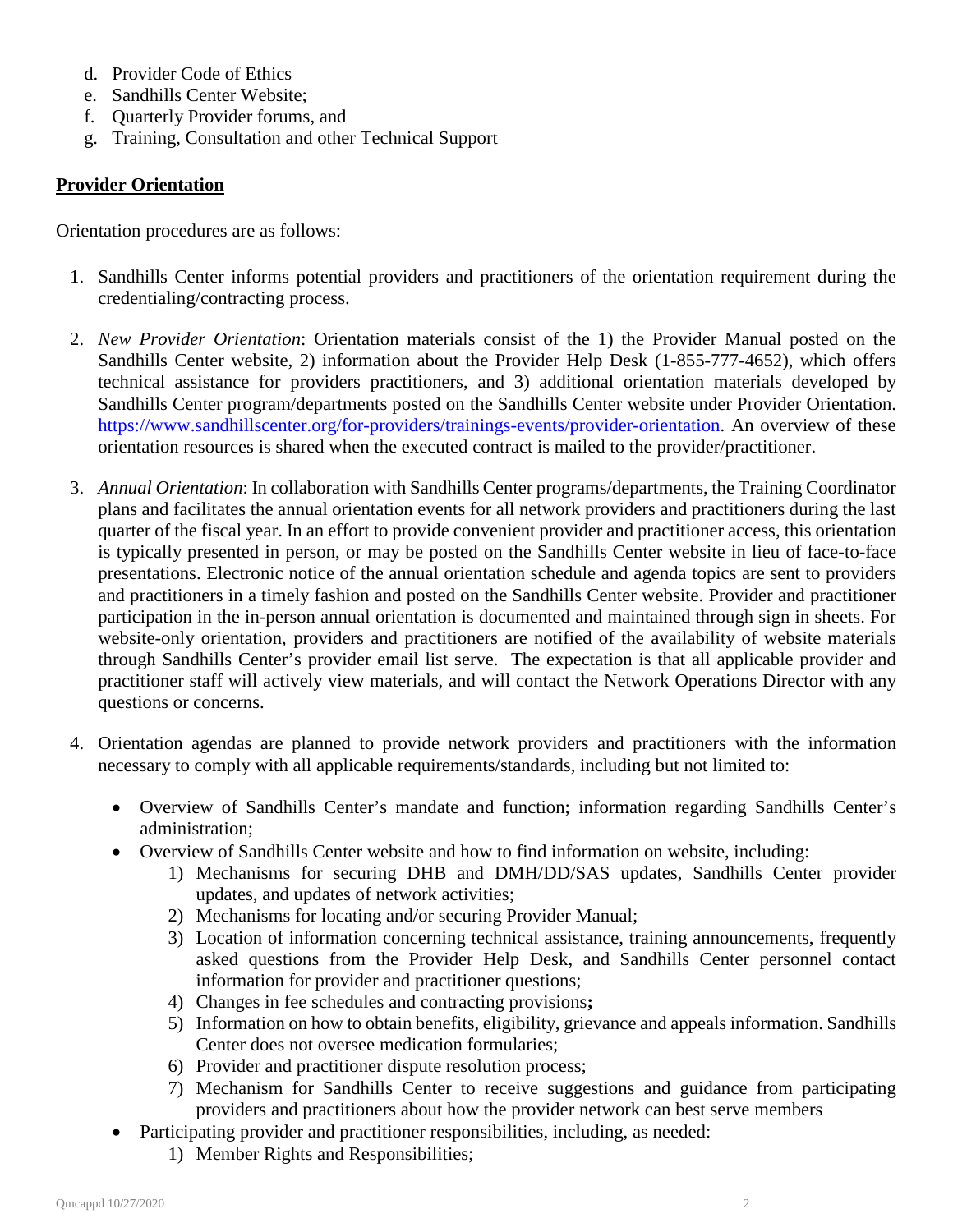d. Provider Code of Ethics
e. Sandhills Center Website;
f. Quarterly Provider forums, and
g. Training, Consultation and other Technical Support

## Provider Orientation

Orientation procedures are as follows:

1. Sandhills Center informs potential providers and practitioners of the orientation requirement during the credentialing/contracting process.

2. *New Provider Orientation*: Orientation materials consist of the 1) the Provider Manual posted on the Sandhills Center website, 2) information about the Provider Help Desk (1-855-777-4652), which offers technical assistance for providers practitioners, and 3) additional orientation materials developed by Sandhills Center program/departments posted on the Sandhills Center website under Provider Orientation. https://www.sandhillscenter.org/for-providers/trainings-events/provider-orientation. An overview of these orientation resources is shared when the executed contract is mailed to the provider/practitioner.

3. *Annual Orientation*: In collaboration with Sandhills Center programs/departments, the Training Coordinator plans and facilitates the annual orientation events for all network providers and practitioners during the last quarter of the fiscal year. In an effort to provide convenient provider and practitioner access, this orientation is typically presented in person, or may be posted on the Sandhills Center website in lieu of face-to-face presentations. Electronic notice of the annual orientation schedule and agenda topics are sent to providers and practitioners in a timely fashion and posted on the Sandhills Center website. Provider and practitioner participation in the in-person annual orientation is documented and maintained through sign in sheets. For website-only orientation, providers and practitioners are notified of the availability of website materials through Sandhills Center's provider email list serve. The expectation is that all applicable provider and practitioner staff will actively view materials, and will contact the Network Operations Director with any questions or concerns.

4. Orientation agendas are planned to provide network providers and practitioners with the information necessary to comply with all applicable requirements/standards, including but not limited to:

   - Overview of Sandhills Center's mandate and function; information regarding Sandhills Center's administration;
   - Overview of Sandhills Center website and how to find information on website, including:
     1) Mechanisms for securing DHB and DMH/DD/SAS updates, Sandhills Center provider updates, and updates of network activities;
     2) Mechanisms for locating and/or securing Provider Manual;
     3) Location of information concerning technical assistance, training announcements, frequently asked questions from the Provider Help Desk, and Sandhills Center personnel contact information for provider and practitioner questions;
     4) Changes in fee schedules and contracting provisions**;**
     5) Information on how to obtain benefits, eligibility, grievance and appeals information. Sandhills Center does not oversee medication formularies;
     6) Provider and practitioner dispute resolution process;
     7) Mechanism for Sandhills Center to receive suggestions and guidance from participating providers and practitioners about how the provider network can best serve members
   - Participating provider and practitioner responsibilities, including, as needed:
     1) Member Rights and Responsibilities;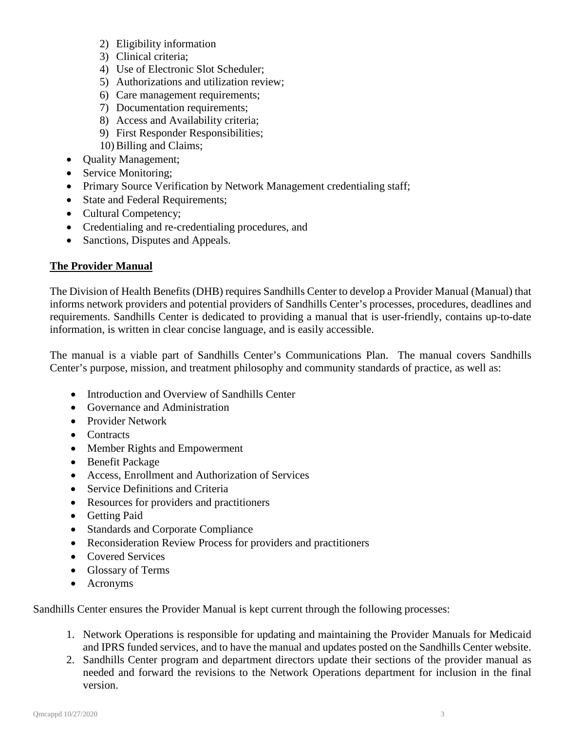2) Eligibility information
3) Clinical criteria;
4) Use of Electronic Slot Scheduler;
5) Authorizations and utilization review;
6) Care management requirements;
7) Documentation requirements;
8) Access and Availability criteria;
9) First Responder Responsibilities;
10) Billing and Claims;

- Quality Management;
- Service Monitoring;
- Primary Source Verification by Network Management credentialing staff;
- State and Federal Requirements;
- Cultural Competency;
- Credentialing and re-credentialing procedures, and
- Sanctions, Disputes and Appeals.

**The Provider Manual**

The Division of Health Benefits (DHB) requires Sandhills Center to develop a Provider Manual (Manual) that informs network providers and potential providers of Sandhills Center's processes, procedures, deadlines and requirements. Sandhills Center is dedicated to providing a manual that is user-friendly, contains up-to-date information, is written in clear concise language, and is easily accessible.

The manual is a viable part of Sandhills Center's Communications Plan. The manual covers Sandhills Center's purpose, mission, and treatment philosophy and community standards of practice, as well as:

- Introduction and Overview of Sandhills Center
- Governance and Administration
- Provider Network
- Contracts
- Member Rights and Empowerment
- Benefit Package
- Access, Enrollment and Authorization of Services
- Service Definitions and Criteria
- Resources for providers and practitioners
- Getting Paid
- Standards and Corporate Compliance
- Reconsideration Review Process for providers and practitioners
- Covered Services
- Glossary of Terms
- Acronyms

Sandhills Center ensures the Provider Manual is kept current through the following processes:

1. Network Operations is responsible for updating and maintaining the Provider Manuals for Medicaid and IPRS funded services, and to have the manual and updates posted on the Sandhills Center website.
2. Sandhills Center program and department directors update their sections of the provider manual as needed and forward the revisions to the Network Operations department for inclusion in the final version.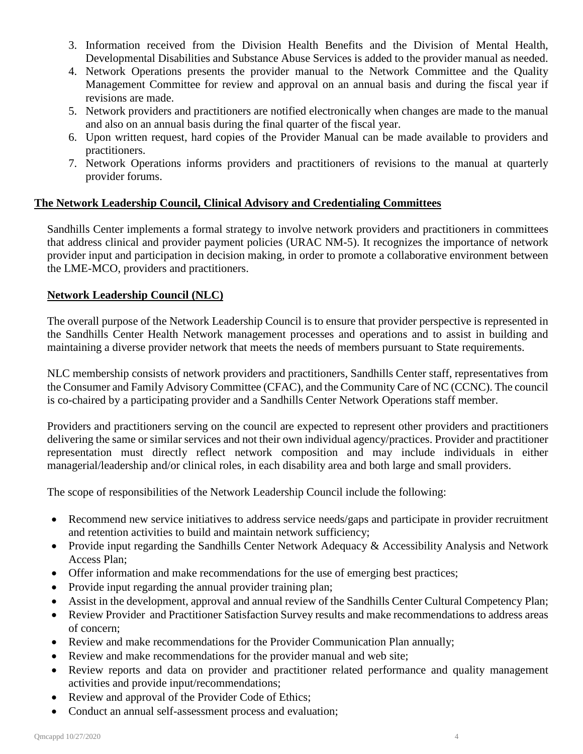3. Information received from the Division Health Benefits and the Division of Mental Health, Developmental Disabilities and Substance Abuse Services is added to the provider manual as needed.
4. Network Operations presents the provider manual to the Network Committee and the Quality Management Committee for review and approval on an annual basis and during the fiscal year if revisions are made.
5. Network providers and practitioners are notified electronically when changes are made to the manual and also on an annual basis during the final quarter of the fiscal year.
6. Upon written request, hard copies of the Provider Manual can be made available to providers and practitioners.
7. Network Operations informs providers and practitioners of revisions to the manual at quarterly provider forums.

## The Network Leadership Council, Clinical Advisory and Credentialing Committees

Sandhills Center implements a formal strategy to involve network providers and practitioners in committees that address clinical and provider payment policies (URAC NM-5). It recognizes the importance of network provider input and participation in decision making, in order to promote a collaborative environment between the LME-MCO, providers and practitioners.

### Network Leadership Council (NLC)

The overall purpose of the Network Leadership Council is to ensure that provider perspective is represented in the Sandhills Center Health Network management processes and operations and to assist in building and maintaining a diverse provider network that meets the needs of members pursuant to State requirements.

NLC membership consists of network providers and practitioners, Sandhills Center staff, representatives from the Consumer and Family Advisory Committee (CFAC), and the Community Care of NC (CCNC). The council is co-chaired by a participating provider and a Sandhills Center Network Operations staff member.

Providers and practitioners serving on the council are expected to represent other providers and practitioners delivering the same or similar services and not their own individual agency/practices. Provider and practitioner representation must directly reflect network composition and may include individuals in either managerial/leadership and/or clinical roles, in each disability area and both large and small providers.

The scope of responsibilities of the Network Leadership Council include the following:

- Recommend new service initiatives to address service needs/gaps and participate in provider recruitment and retention activities to build and maintain network sufficiency;
- Provide input regarding the Sandhills Center Network Adequacy & Accessibility Analysis and Network Access Plan;
- Offer information and make recommendations for the use of emerging best practices;
- Provide input regarding the annual provider training plan;
- Assist in the development, approval and annual review of the Sandhills Center Cultural Competency Plan;
- Review Provider and Practitioner Satisfaction Survey results and make recommendations to address areas of concern;
- Review and make recommendations for the Provider Communication Plan annually;
- Review and make recommendations for the provider manual and web site;
- Review reports and data on provider and practitioner related performance and quality management activities and provide input/recommendations;
- Review and approval of the Provider Code of Ethics;
- Conduct an annual self-assessment process and evaluation;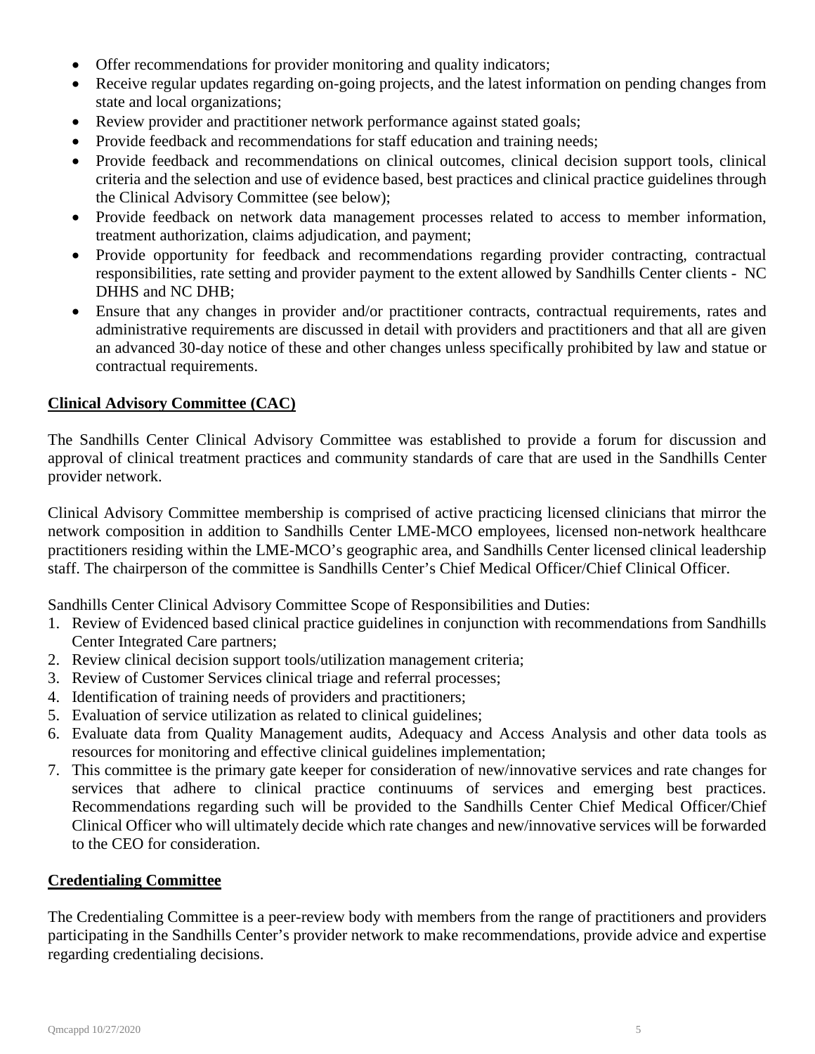- Offer recommendations for provider monitoring and quality indicators;
- Receive regular updates regarding on-going projects, and the latest information on pending changes from state and local organizations;
- Review provider and practitioner network performance against stated goals;
- Provide feedback and recommendations for staff education and training needs;
- Provide feedback and recommendations on clinical outcomes, clinical decision support tools, clinical criteria and the selection and use of evidence based, best practices and clinical practice guidelines through the Clinical Advisory Committee (see below);
- Provide feedback on network data management processes related to access to member information, treatment authorization, claims adjudication, and payment;
- Provide opportunity for feedback and recommendations regarding provider contracting, contractual responsibilities, rate setting and provider payment to the extent allowed by Sandhills Center clients - NC DHHS and NC DHB;
- Ensure that any changes in provider and/or practitioner contracts, contractual requirements, rates and administrative requirements are discussed in detail with providers and practitioners and that all are given an advanced 30-day notice of these and other changes unless specifically prohibited by law and statue or contractual requirements.

## Clinical Advisory Committee (CAC)

The Sandhills Center Clinical Advisory Committee was established to provide a forum for discussion and approval of clinical treatment practices and community standards of care that are used in the Sandhills Center provider network.

Clinical Advisory Committee membership is comprised of active practicing licensed clinicians that mirror the network composition in addition to Sandhills Center LME-MCO employees, licensed non-network healthcare practitioners residing within the LME-MCO's geographic area, and Sandhills Center licensed clinical leadership staff. The chairperson of the committee is Sandhills Center's Chief Medical Officer/Chief Clinical Officer.

Sandhills Center Clinical Advisory Committee Scope of Responsibilities and Duties:

1. Review of Evidenced based clinical practice guidelines in conjunction with recommendations from Sandhills Center Integrated Care partners;
2. Review clinical decision support tools/utilization management criteria;
3. Review of Customer Services clinical triage and referral processes;
4. Identification of training needs of providers and practitioners;
5. Evaluation of service utilization as related to clinical guidelines;
6. Evaluate data from Quality Management audits, Adequacy and Access Analysis and other data tools as resources for monitoring and effective clinical guidelines implementation;
7. This committee is the primary gate keeper for consideration of new/innovative services and rate changes for services that adhere to clinical practice continuums of services and emerging best practices. Recommendations regarding such will be provided to the Sandhills Center Chief Medical Officer/Chief Clinical Officer who will ultimately decide which rate changes and new/innovative services will be forwarded to the CEO for consideration.

## Credentialing Committee

The Credentialing Committee is a peer-review body with members from the range of practitioners and providers participating in the Sandhills Center's provider network to make recommendations, provide advice and expertise regarding credentialing decisions.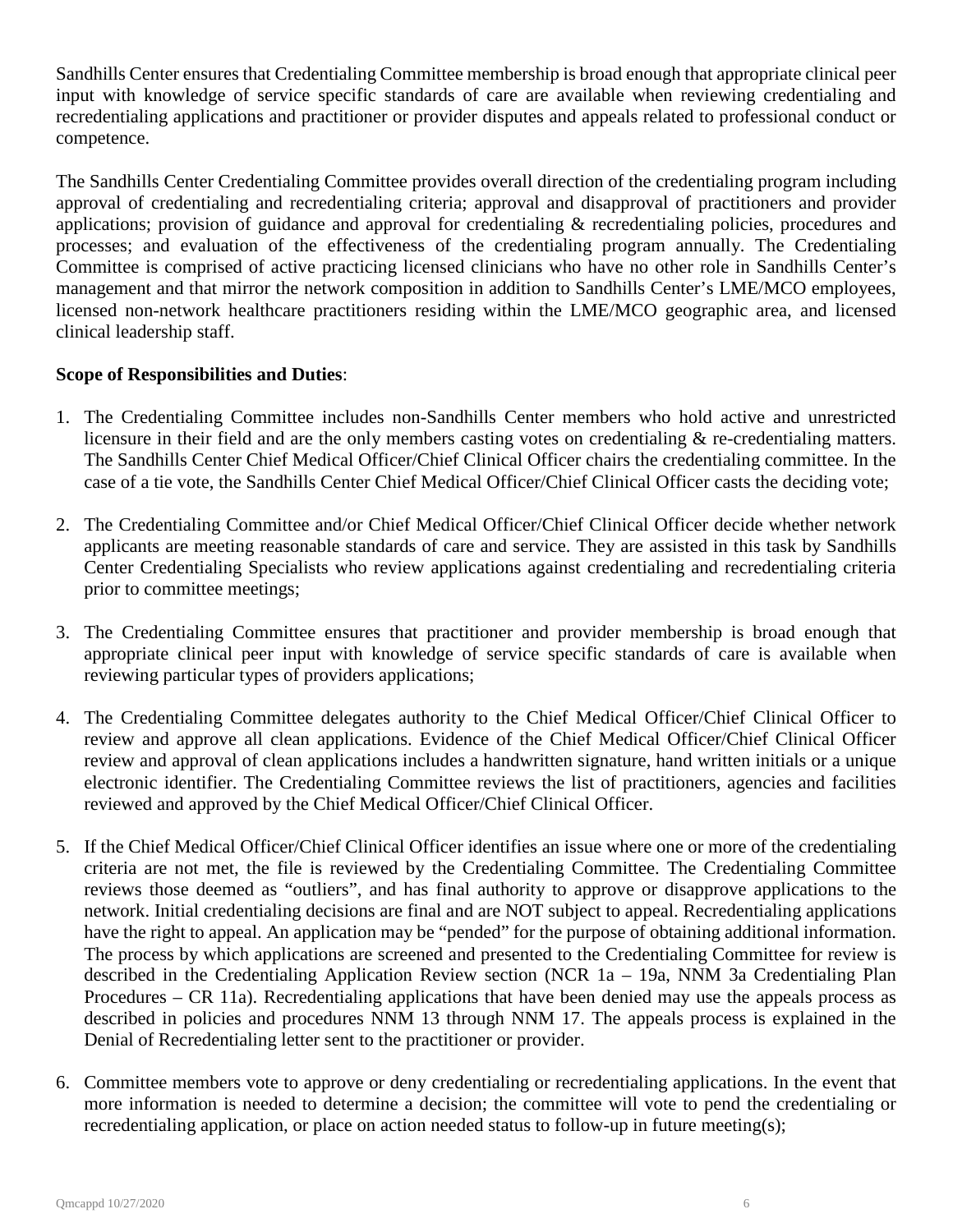Sandhills Center ensures that Credentialing Committee membership is broad enough that appropriate clinical peer input with knowledge of service specific standards of care are available when reviewing credentialing and recredentialing applications and practitioner or provider disputes and appeals related to professional conduct or competence.

The Sandhills Center Credentialing Committee provides overall direction of the credentialing program including approval of credentialing and recredentialing criteria; approval and disapproval of practitioners and provider applications; provision of guidance and approval for credentialing & recredentialing policies, procedures and processes; and evaluation of the effectiveness of the credentialing program annually. The Credentialing Committee is comprised of active practicing licensed clinicians who have no other role in Sandhills Center's management and that mirror the network composition in addition to Sandhills Center's LME/MCO employees, licensed non-network healthcare practitioners residing within the LME/MCO geographic area, and licensed clinical leadership staff.

**Scope of Responsibilities and Duties**:

1. The Credentialing Committee includes non-Sandhills Center members who hold active and unrestricted licensure in their field and are the only members casting votes on credentialing & re-credentialing matters. The Sandhills Center Chief Medical Officer/Chief Clinical Officer chairs the credentialing committee. In the case of a tie vote, the Sandhills Center Chief Medical Officer/Chief Clinical Officer casts the deciding vote;

2. The Credentialing Committee and/or Chief Medical Officer/Chief Clinical Officer decide whether network applicants are meeting reasonable standards of care and service. They are assisted in this task by Sandhills Center Credentialing Specialists who review applications against credentialing and recredentialing criteria prior to committee meetings;

3. The Credentialing Committee ensures that practitioner and provider membership is broad enough that appropriate clinical peer input with knowledge of service specific standards of care is available when reviewing particular types of providers applications;

4. The Credentialing Committee delegates authority to the Chief Medical Officer/Chief Clinical Officer to review and approve all clean applications. Evidence of the Chief Medical Officer/Chief Clinical Officer review and approval of clean applications includes a handwritten signature, hand written initials or a unique electronic identifier. The Credentialing Committee reviews the list of practitioners, agencies and facilities reviewed and approved by the Chief Medical Officer/Chief Clinical Officer.

5. If the Chief Medical Officer/Chief Clinical Officer identifies an issue where one or more of the credentialing criteria are not met, the file is reviewed by the Credentialing Committee. The Credentialing Committee reviews those deemed as "outliers", and has final authority to approve or disapprove applications to the network. Initial credentialing decisions are final and are NOT subject to appeal. Recredentialing applications have the right to appeal. An application may be "pended" for the purpose of obtaining additional information. The process by which applications are screened and presented to the Credentialing Committee for review is described in the Credentialing Application Review section (NCR 1a – 19a, NNM 3a Credentialing Plan Procedures – CR 11a). Recredentialing applications that have been denied may use the appeals process as described in policies and procedures NNM 13 through NNM 17. The appeals process is explained in the Denial of Recredentialing letter sent to the practitioner or provider.

6. Committee members vote to approve or deny credentialing or recredentialing applications. In the event that more information is needed to determine a decision; the committee will vote to pend the credentialing or recredentialing application, or place on action needed status to follow-up in future meeting(s);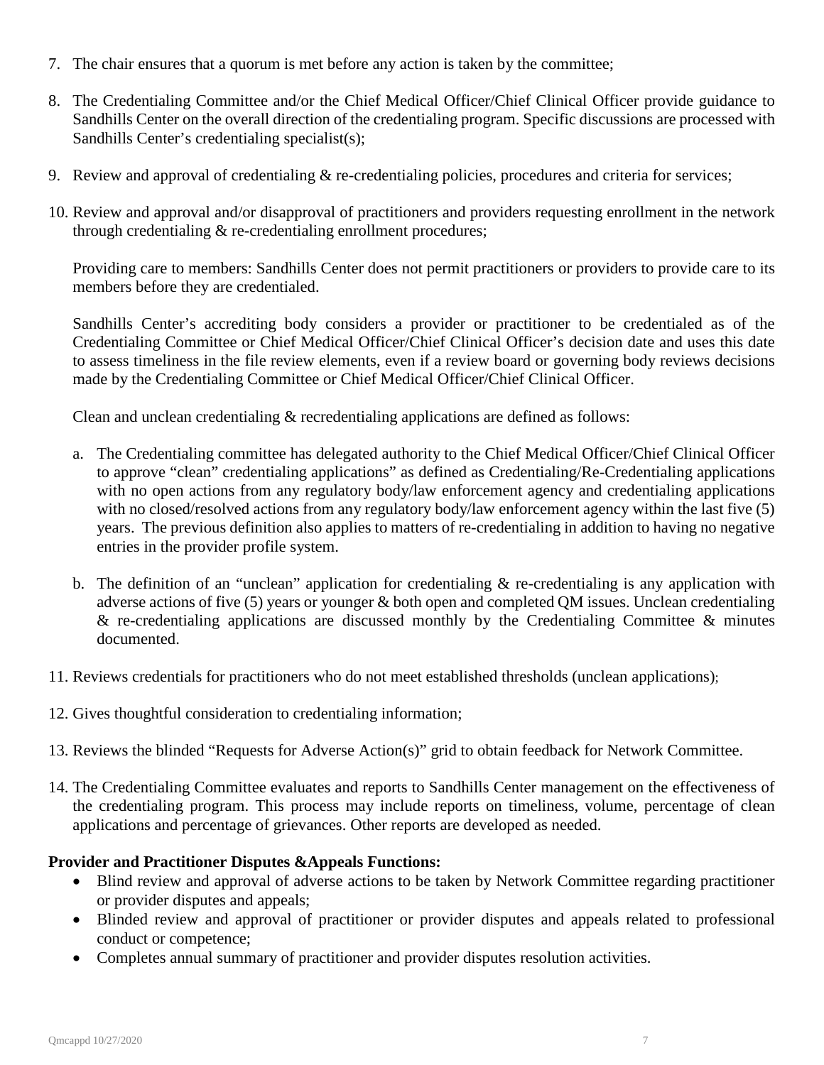7. The chair ensures that a quorum is met before any action is taken by the committee;

8. The Credentialing Committee and/or the Chief Medical Officer/Chief Clinical Officer provide guidance to Sandhills Center on the overall direction of the credentialing program. Specific discussions are processed with Sandhills Center's credentialing specialist(s);

9. Review and approval of credentialing & re-credentialing policies, procedures and criteria for services;

10. Review and approval and/or disapproval of practitioners and providers requesting enrollment in the network through credentialing & re-credentialing enrollment procedures;

    Providing care to members: Sandhills Center does not permit practitioners or providers to provide care to its members before they are credentialed.

    Sandhills Center's accrediting body considers a provider or practitioner to be credentialed as of the Credentialing Committee or Chief Medical Officer/Chief Clinical Officer's decision date and uses this date to assess timeliness in the file review elements, even if a review board or governing body reviews decisions made by the Credentialing Committee or Chief Medical Officer/Chief Clinical Officer.

    Clean and unclean credentialing & recredentialing applications are defined as follows:

    a. The Credentialing committee has delegated authority to the Chief Medical Officer/Chief Clinical Officer to approve "clean" credentialing applications" as defined as Credentialing/Re-Credentialing applications with no open actions from any regulatory body/law enforcement agency and credentialing applications with no closed/resolved actions from any regulatory body/law enforcement agency within the last five (5) years. The previous definition also applies to matters of re-credentialing in addition to having no negative entries in the provider profile system.

    b. The definition of an "unclean" application for credentialing & re-credentialing is any application with adverse actions of five (5) years or younger & both open and completed QM issues. Unclean credentialing & re-credentialing applications are discussed monthly by the Credentialing Committee & minutes documented.

11. Reviews credentials for practitioners who do not meet established thresholds (unclean applications);

12. Gives thoughtful consideration to credentialing information;

13. Reviews the blinded "Requests for Adverse Action(s)" grid to obtain feedback for Network Committee.

14. The Credentialing Committee evaluates and reports to Sandhills Center management on the effectiveness of the credentialing program. This process may include reports on timeliness, volume, percentage of clean applications and percentage of grievances. Other reports are developed as needed.

**Provider and Practitioner Disputes &Appeals Functions:**

- Blind review and approval of adverse actions to be taken by Network Committee regarding practitioner or provider disputes and appeals;
- Blinded review and approval of practitioner or provider disputes and appeals related to professional conduct or competence;
- Completes annual summary of practitioner and provider disputes resolution activities.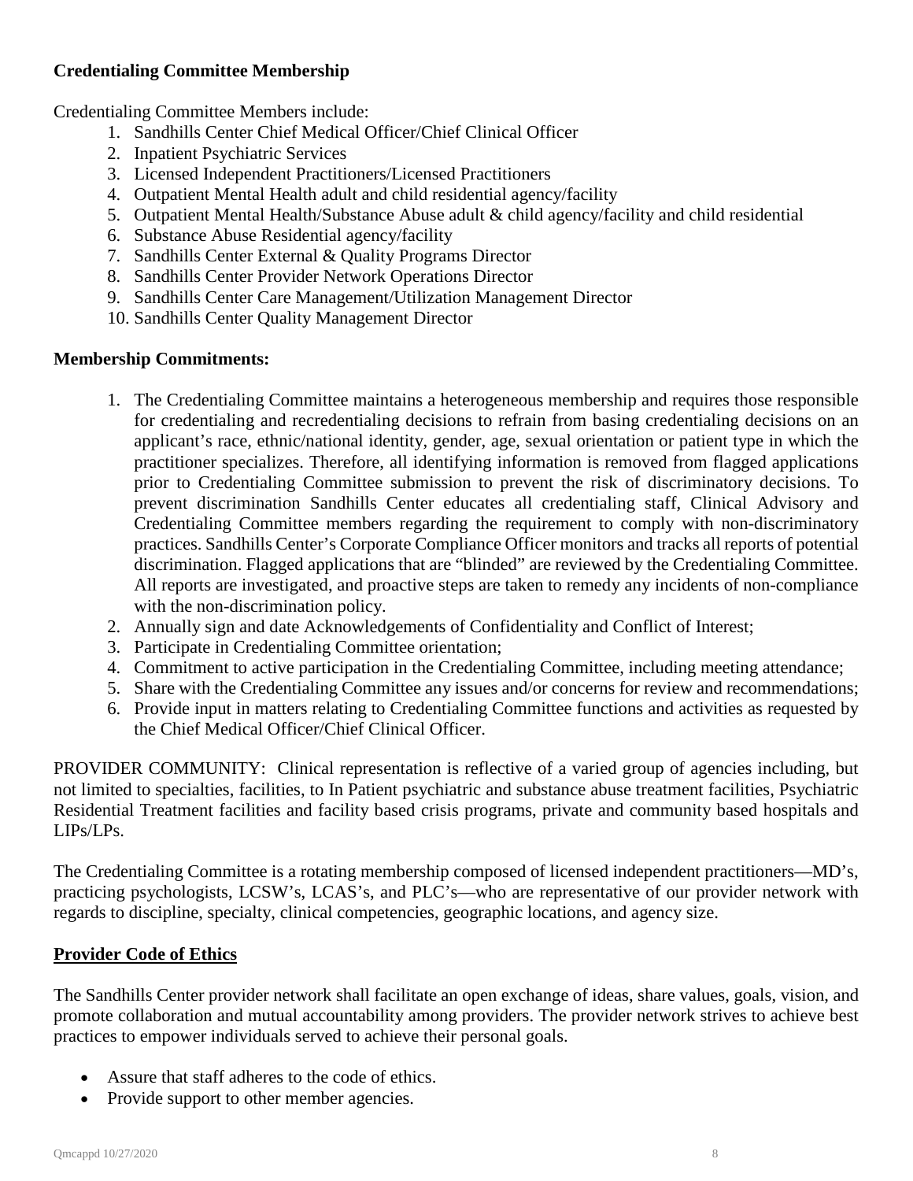**Credentialing Committee Membership**

Credentialing Committee Members include:

1. Sandhills Center Chief Medical Officer/Chief Clinical Officer
2. Inpatient Psychiatric Services
3. Licensed Independent Practitioners/Licensed Practitioners
4. Outpatient Mental Health adult and child residential agency/facility
5. Outpatient Mental Health/Substance Abuse adult & child agency/facility and child residential
6. Substance Abuse Residential agency/facility
7. Sandhills Center External & Quality Programs Director
8. Sandhills Center Provider Network Operations Director
9. Sandhills Center Care Management/Utilization Management Director
10. Sandhills Center Quality Management Director

**Membership Commitments:**

1. The Credentialing Committee maintains a heterogeneous membership and requires those responsible for credentialing and recredentialing decisions to refrain from basing credentialing decisions on an applicant's race, ethnic/national identity, gender, age, sexual orientation or patient type in which the practitioner specializes. Therefore, all identifying information is removed from flagged applications prior to Credentialing Committee submission to prevent the risk of discriminatory decisions. To prevent discrimination Sandhills Center educates all credentialing staff, Clinical Advisory and Credentialing Committee members regarding the requirement to comply with non-discriminatory practices. Sandhills Center's Corporate Compliance Officer monitors and tracks all reports of potential discrimination. Flagged applications that are "blinded" are reviewed by the Credentialing Committee. All reports are investigated, and proactive steps are taken to remedy any incidents of non-compliance with the non-discrimination policy.
2. Annually sign and date Acknowledgements of Confidentiality and Conflict of Interest;
3. Participate in Credentialing Committee orientation;
4. Commitment to active participation in the Credentialing Committee, including meeting attendance;
5. Share with the Credentialing Committee any issues and/or concerns for review and recommendations;
6. Provide input in matters relating to Credentialing Committee functions and activities as requested by the Chief Medical Officer/Chief Clinical Officer.

PROVIDER COMMUNITY: Clinical representation is reflective of a varied group of agencies including, but not limited to specialties, facilities, to In Patient psychiatric and substance abuse treatment facilities, Psychiatric Residential Treatment facilities and facility based crisis programs, private and community based hospitals and LIPs/LPs.

The Credentialing Committee is a rotating membership composed of licensed independent practitioners—MD's, practicing psychologists, LCSW's, LCAS's, and PLC's—who are representative of our provider network with regards to discipline, specialty, clinical competencies, geographic locations, and agency size.

**Provider Code of Ethics**

The Sandhills Center provider network shall facilitate an open exchange of ideas, share values, goals, vision, and promote collaboration and mutual accountability among providers. The provider network strives to achieve best practices to empower individuals served to achieve their personal goals.

- Assure that staff adheres to the code of ethics.
- Provide support to other member agencies.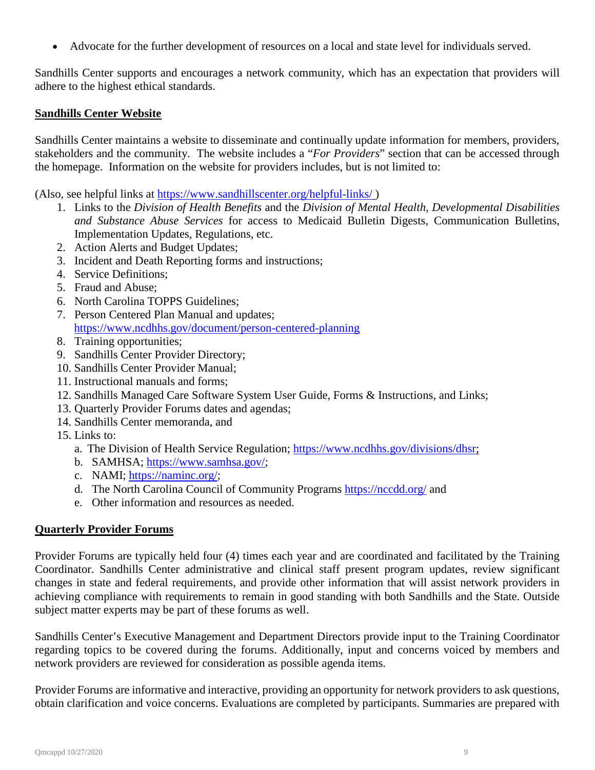- Advocate for the further development of resources on a local and state level for individuals served.

Sandhills Center supports and encourages a network community, which has an expectation that providers will adhere to the highest ethical standards.

## Sandhills Center Website

Sandhills Center maintains a website to disseminate and continually update information for members, providers, stakeholders and the community. The website includes a "*For Providers*" section that can be accessed through the homepage. Information on the website for providers includes, but is not limited to:

(Also, see helpful links at https://www.sandhillscenter.org/helpful-links/ )

1. Links to the *Division of Health Benefits* and the *Division of Mental Health, Developmental Disabilities and Substance Abuse Services* for access to Medicaid Bulletin Digests, Communication Bulletins, Implementation Updates, Regulations, etc.
2. Action Alerts and Budget Updates;
3. Incident and Death Reporting forms and instructions;
4. Service Definitions;
5. Fraud and Abuse;
6. North Carolina TOPPS Guidelines;
7. Person Centered Plan Manual and updates; https://www.ncdhhs.gov/document/person-centered-planning
8. Training opportunities;
9. Sandhills Center Provider Directory;
10. Sandhills Center Provider Manual;
11. Instructional manuals and forms;
12. Sandhills Managed Care Software System User Guide, Forms & Instructions, and Links;
13. Quarterly Provider Forums dates and agendas;
14. Sandhills Center memoranda, and
15. Links to:
    a. The Division of Health Service Regulation; https://www.ncdhhs.gov/divisions/dhsr;
    b. SAMHSA; https://www.samhsa.gov/;
    c. NAMI; https://naminc.org/;
    d. The North Carolina Council of Community Programs https://nccdd.org/ and
    e. Other information and resources as needed.

## Quarterly Provider Forums

Provider Forums are typically held four (4) times each year and are coordinated and facilitated by the Training Coordinator. Sandhills Center administrative and clinical staff present program updates, review significant changes in state and federal requirements, and provide other information that will assist network providers in achieving compliance with requirements to remain in good standing with both Sandhills and the State. Outside subject matter experts may be part of these forums as well.

Sandhills Center's Executive Management and Department Directors provide input to the Training Coordinator regarding topics to be covered during the forums. Additionally, input and concerns voiced by members and network providers are reviewed for consideration as possible agenda items.

Provider Forums are informative and interactive, providing an opportunity for network providers to ask questions, obtain clarification and voice concerns. Evaluations are completed by participants. Summaries are prepared with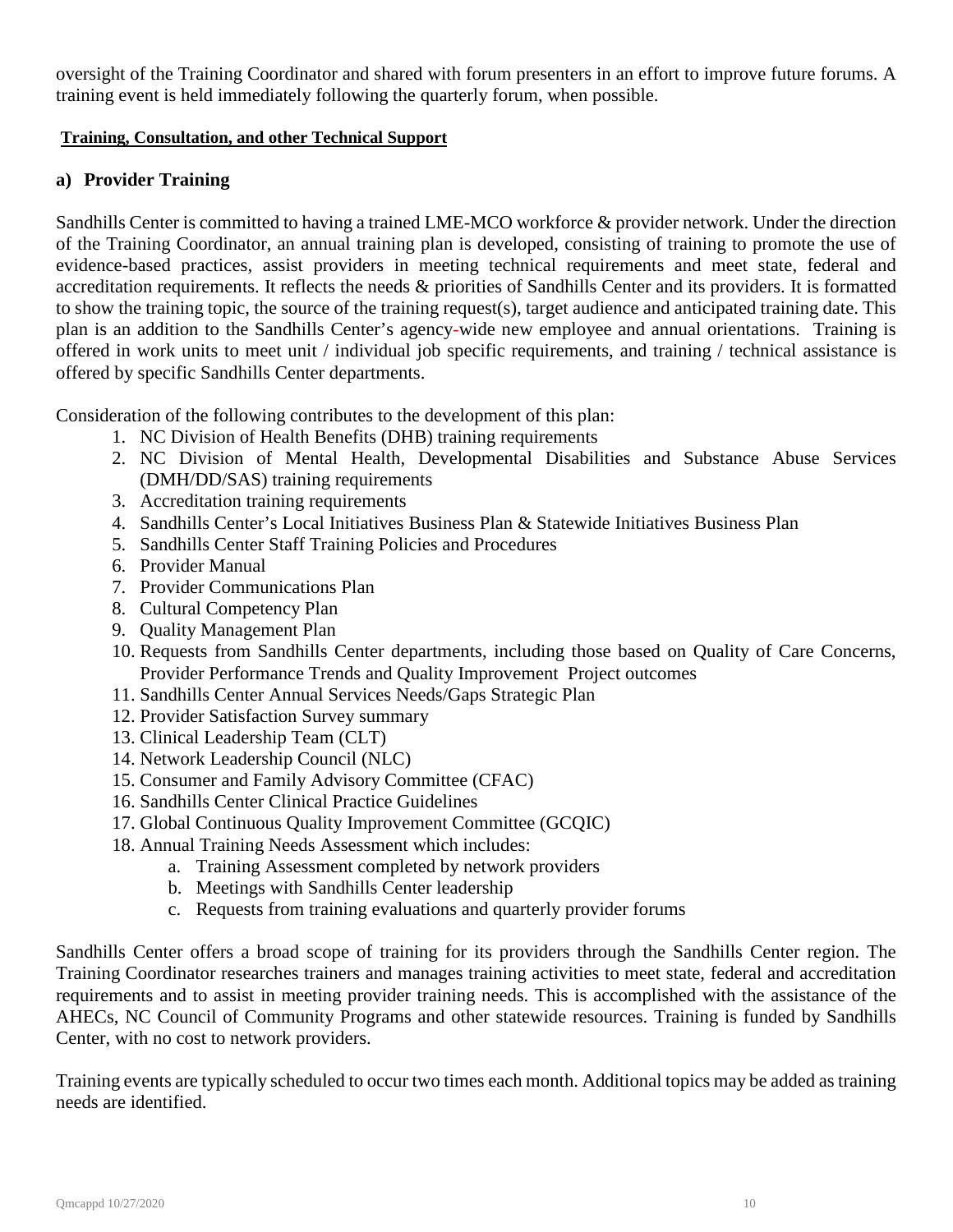oversight of the Training Coordinator and shared with forum presenters in an effort to improve future forums. A training event is held immediately following the quarterly forum, when possible.

**Training, Consultation, and other Technical Support**

### a) Provider Training

Sandhills Center is committed to having a trained LME-MCO workforce & provider network. Under the direction of the Training Coordinator, an annual training plan is developed, consisting of training to promote the use of evidence-based practices, assist providers in meeting technical requirements and meet state, federal and accreditation requirements. It reflects the needs & priorities of Sandhills Center and its providers. It is formatted to show the training topic, the source of the training request(s), target audience and anticipated training date. This plan is an addition to the Sandhills Center's agency-wide new employee and annual orientations. Training is offered in work units to meet unit / individual job specific requirements, and training / technical assistance is offered by specific Sandhills Center departments.

Consideration of the following contributes to the development of this plan:

1. NC Division of Health Benefits (DHB) training requirements
2. NC Division of Mental Health, Developmental Disabilities and Substance Abuse Services (DMH/DD/SAS) training requirements
3. Accreditation training requirements
4. Sandhills Center's Local Initiatives Business Plan & Statewide Initiatives Business Plan
5. Sandhills Center Staff Training Policies and Procedures
6. Provider Manual
7. Provider Communications Plan
8. Cultural Competency Plan
9. Quality Management Plan
10. Requests from Sandhills Center departments, including those based on Quality of Care Concerns, Provider Performance Trends and Quality Improvement Project outcomes
11. Sandhills Center Annual Services Needs/Gaps Strategic Plan
12. Provider Satisfaction Survey summary
13. Clinical Leadership Team (CLT)
14. Network Leadership Council (NLC)
15. Consumer and Family Advisory Committee (CFAC)
16. Sandhills Center Clinical Practice Guidelines
17. Global Continuous Quality Improvement Committee (GCQIC)
18. Annual Training Needs Assessment which includes:
    a. Training Assessment completed by network providers
    b. Meetings with Sandhills Center leadership
    c. Requests from training evaluations and quarterly provider forums

Sandhills Center offers a broad scope of training for its providers through the Sandhills Center region. The Training Coordinator researches trainers and manages training activities to meet state, federal and accreditation requirements and to assist in meeting provider training needs. This is accomplished with the assistance of the AHECs, NC Council of Community Programs and other statewide resources. Training is funded by Sandhills Center, with no cost to network providers.

Training events are typically scheduled to occur two times each month. Additional topics may be added as training needs are identified.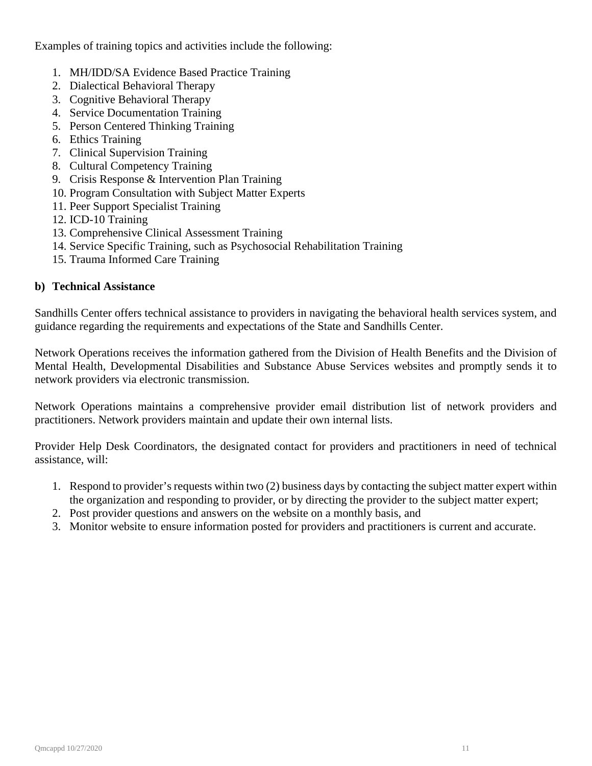Examples of training topics and activities include the following:

1. MH/IDD/SA Evidence Based Practice Training
2. Dialectical Behavioral Therapy
3. Cognitive Behavioral Therapy
4. Service Documentation Training
5. Person Centered Thinking Training
6. Ethics Training
7. Clinical Supervision Training
8. Cultural Competency Training
9. Crisis Response & Intervention Plan Training
10. Program Consultation with Subject Matter Experts
11. Peer Support Specialist Training
12. ICD-10 Training
13. Comprehensive Clinical Assessment Training
14. Service Specific Training, such as Psychosocial Rehabilitation Training
15. Trauma Informed Care Training

**b) Technical Assistance**

Sandhills Center offers technical assistance to providers in navigating the behavioral health services system, and guidance regarding the requirements and expectations of the State and Sandhills Center.

Network Operations receives the information gathered from the Division of Health Benefits and the Division of Mental Health, Developmental Disabilities and Substance Abuse Services websites and promptly sends it to network providers via electronic transmission.

Network Operations maintains a comprehensive provider email distribution list of network providers and practitioners. Network providers maintain and update their own internal lists.

Provider Help Desk Coordinators, the designated contact for providers and practitioners in need of technical assistance, will:

1. Respond to provider's requests within two (2) business days by contacting the subject matter expert within the organization and responding to provider, or by directing the provider to the subject matter expert;
2. Post provider questions and answers on the website on a monthly basis, and
3. Monitor website to ensure information posted for providers and practitioners is current and accurate.